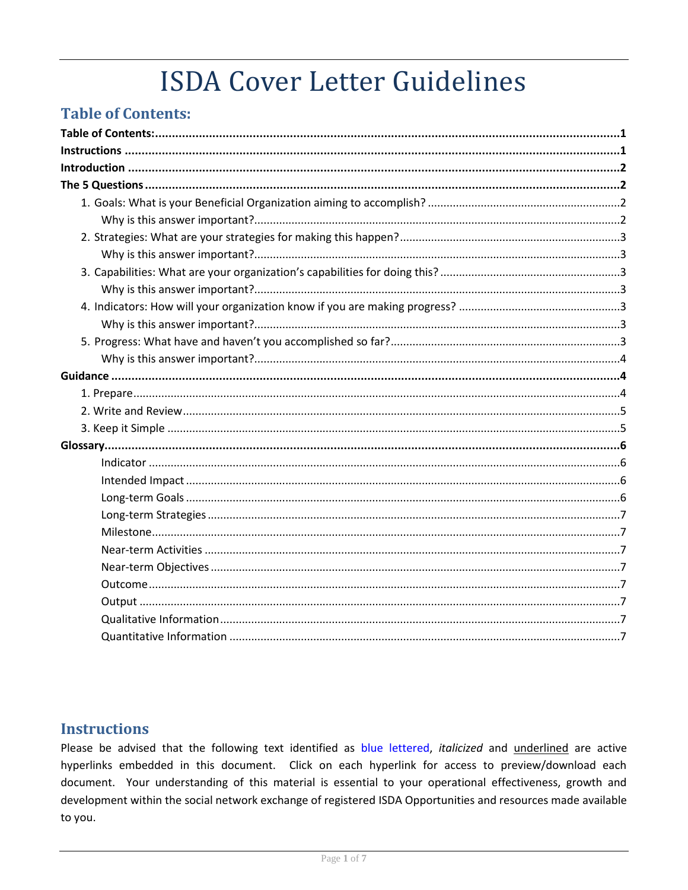# ISDA Cover Letter Guidelines

## Table of Contents:

**Table of Contents:** .......... 1
**Instructions** .......... 1
**Introduction** .......... 2
**The 5 Questions** .......... 2
- 1. Goals: What is your Beneficial Organization aiming to accomplish? .......... 2
  - Why is this answer important? .......... 2
- 2. Strategies: What are your strategies for making this happen? .......... 3
  - Why is this answer important? .......... 3
- 3. Capabilities: What are your organization's capabilities for doing this? .......... 3
  - Why is this answer important? .......... 3
- 4. Indicators: How will your organization know if you are making progress? .......... 3
  - Why is this answer important? .......... 3
- 5. Progress: What have and haven't you accomplished so far? .......... 3
  - Why is this answer important? .......... 4

**Guidance** .......... 4
- 1. Prepare .......... 4
- 2. Write and Review .......... 5
- 3. Keep it Simple .......... 5

**Glossary** .......... 6
- Indicator .......... 6
- Intended Impact .......... 6
- Long-term Goals .......... 6
- Long-term Strategies .......... 7
- Milestone .......... 7
- Near-term Activities .......... 7
- Near-term Objectives .......... 7
- Outcome .......... 7
- Output .......... 7
- Qualitative Information .......... 7
- Quantitative Information .......... 7

## Instructions

Please be advised that the following text identified as blue lettered, *italicized* and <u>underlined</u> are active hyperlinks embedded in this document. Click on each hyperlink for access to preview/download each document. Your understanding of this material is essential to your operational effectiveness, growth and development within the social network exchange of registered ISDA Opportunities and resources made available to you.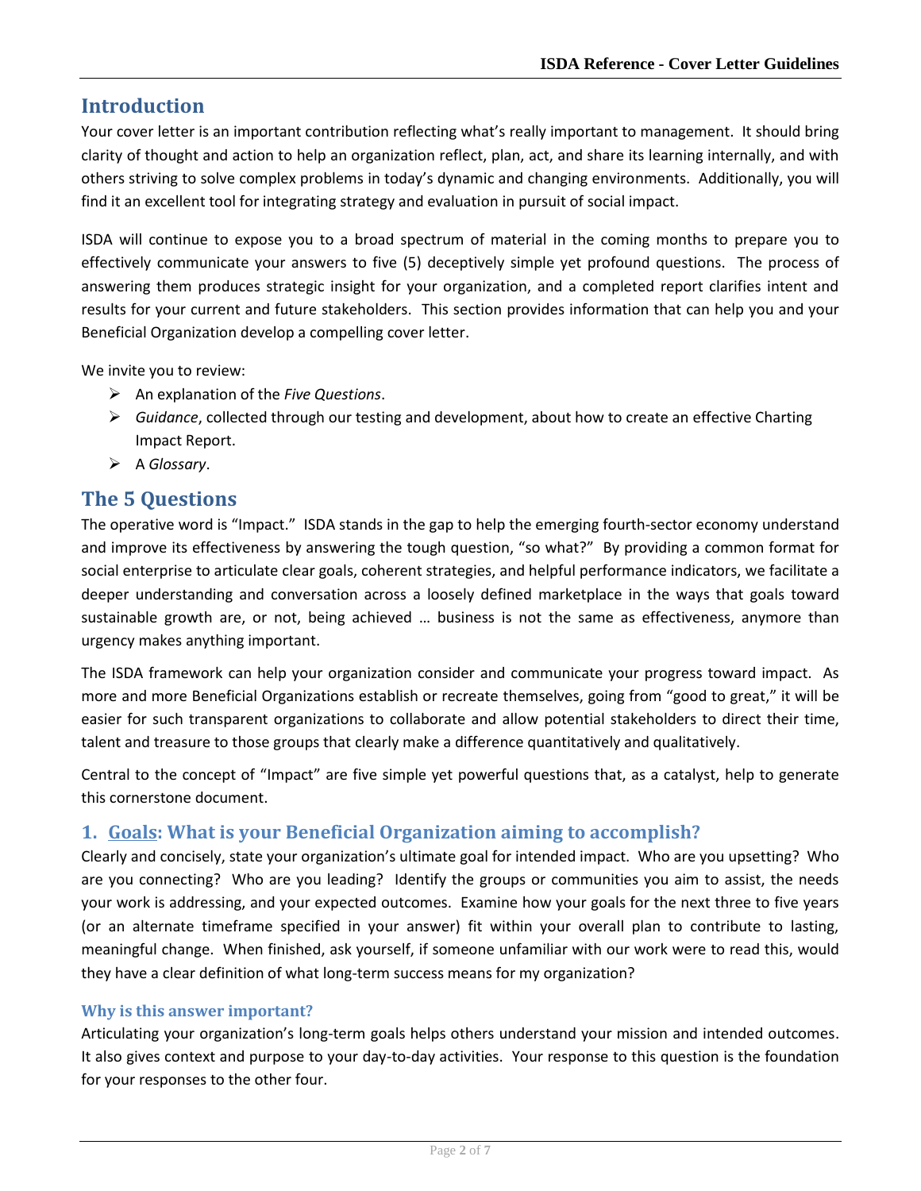## Introduction

Your cover letter is an important contribution reflecting what's really important to management. It should bring clarity of thought and action to help an organization reflect, plan, act, and share its learning internally, and with others striving to solve complex problems in today's dynamic and changing environments. Additionally, you will find it an excellent tool for integrating strategy and evaluation in pursuit of social impact.

ISDA will continue to expose you to a broad spectrum of material in the coming months to prepare you to effectively communicate your answers to five (5) deceptively simple yet profound questions. The process of answering them produces strategic insight for your organization, and a completed report clarifies intent and results for your current and future stakeholders. This section provides information that can help you and your Beneficial Organization develop a compelling cover letter.

We invite you to review:

- An explanation of the *Five Questions*.
- *Guidance*, collected through our testing and development, about how to create an effective Charting Impact Report.
- A *Glossary*.

## The 5 Questions

The operative word is "Impact." ISDA stands in the gap to help the emerging fourth-sector economy understand and improve its effectiveness by answering the tough question, "so what?" By providing a common format for social enterprise to articulate clear goals, coherent strategies, and helpful performance indicators, we facilitate a deeper understanding and conversation across a loosely defined marketplace in the ways that goals toward sustainable growth are, or not, being achieved … business is not the same as effectiveness, anymore than urgency makes anything important.

The ISDA framework can help your organization consider and communicate your progress toward impact. As more and more Beneficial Organizations establish or recreate themselves, going from "good to great," it will be easier for such transparent organizations to collaborate and allow potential stakeholders to direct their time, talent and treasure to those groups that clearly make a difference quantitatively and qualitatively.

Central to the concept of "Impact" are five simple yet powerful questions that, as a catalyst, help to generate this cornerstone document.

### 1. Goals: What is your Beneficial Organization aiming to accomplish?

Clearly and concisely, state your organization's ultimate goal for intended impact. Who are you upsetting? Who are you connecting? Who are you leading? Identify the groups or communities you aim to assist, the needs your work is addressing, and your expected outcomes. Examine how your goals for the next three to five years (or an alternate timeframe specified in your answer) fit within your overall plan to contribute to lasting, meaningful change. When finished, ask yourself, if someone unfamiliar with our work were to read this, would they have a clear definition of what long-term success means for my organization?

#### Why is this answer important?

Articulating your organization's long-term goals helps others understand your mission and intended outcomes. It also gives context and purpose to your day-to-day activities. Your response to this question is the foundation for your responses to the other four.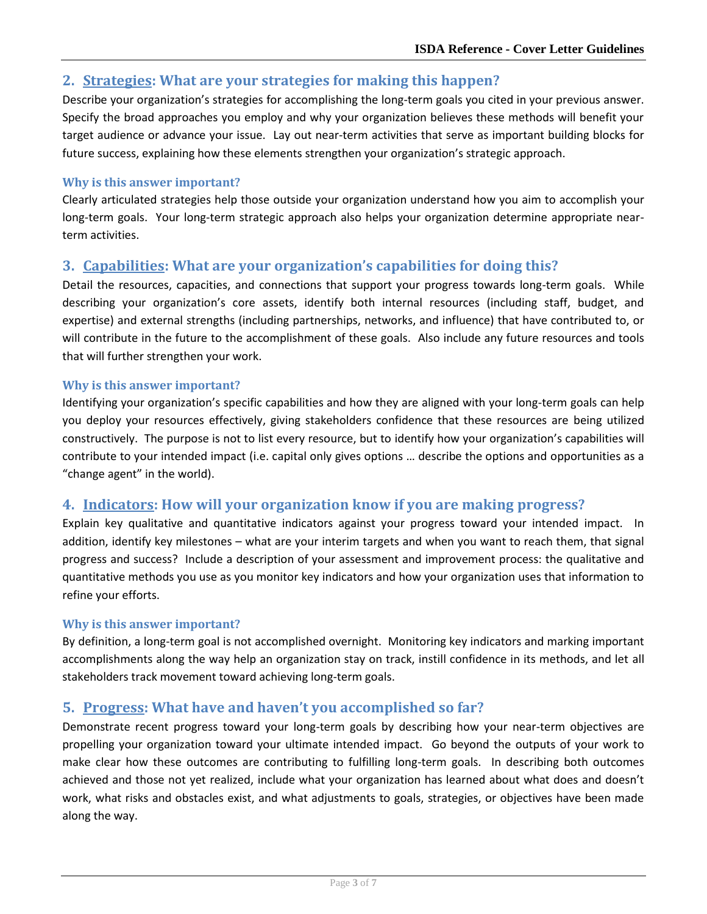## 2. <u>Strategies</u>: What are your strategies for making this happen?

Describe your organization's strategies for accomplishing the long-term goals you cited in your previous answer. Specify the broad approaches you employ and why your organization believes these methods will benefit your target audience or advance your issue. Lay out near-term activities that serve as important building blocks for future success, explaining how these elements strengthen your organization's strategic approach.

### Why is this answer important?

Clearly articulated strategies help those outside your organization understand how you aim to accomplish your long-term goals. Your long-term strategic approach also helps your organization determine appropriate near-term activities.

## 3. <u>Capabilities</u>: What are your organization's capabilities for doing this?

Detail the resources, capacities, and connections that support your progress towards long-term goals. While describing your organization's core assets, identify both internal resources (including staff, budget, and expertise) and external strengths (including partnerships, networks, and influence) that have contributed to, or will contribute in the future to the accomplishment of these goals. Also include any future resources and tools that will further strengthen your work.

### Why is this answer important?

Identifying your organization's specific capabilities and how they are aligned with your long-term goals can help you deploy your resources effectively, giving stakeholders confidence that these resources are being utilized constructively. The purpose is not to list every resource, but to identify how your organization's capabilities will contribute to your intended impact (i.e. capital only gives options … describe the options and opportunities as a "change agent" in the world).

## 4. <u>Indicators</u>: How will your organization know if you are making progress?

Explain key qualitative and quantitative indicators against your progress toward your intended impact. In addition, identify key milestones – what are your interim targets and when you want to reach them, that signal progress and success? Include a description of your assessment and improvement process: the qualitative and quantitative methods you use as you monitor key indicators and how your organization uses that information to refine your efforts.

### Why is this answer important?

By definition, a long-term goal is not accomplished overnight. Monitoring key indicators and marking important accomplishments along the way help an organization stay on track, instill confidence in its methods, and let all stakeholders track movement toward achieving long-term goals.

## 5. <u>Progress</u>: What have and haven't you accomplished so far?

Demonstrate recent progress toward your long-term goals by describing how your near-term objectives are propelling your organization toward your ultimate intended impact. Go beyond the outputs of your work to make clear how these outcomes are contributing to fulfilling long-term goals. In describing both outcomes achieved and those not yet realized, include what your organization has learned about what does and doesn't work, what risks and obstacles exist, and what adjustments to goals, strategies, or objectives have been made along the way.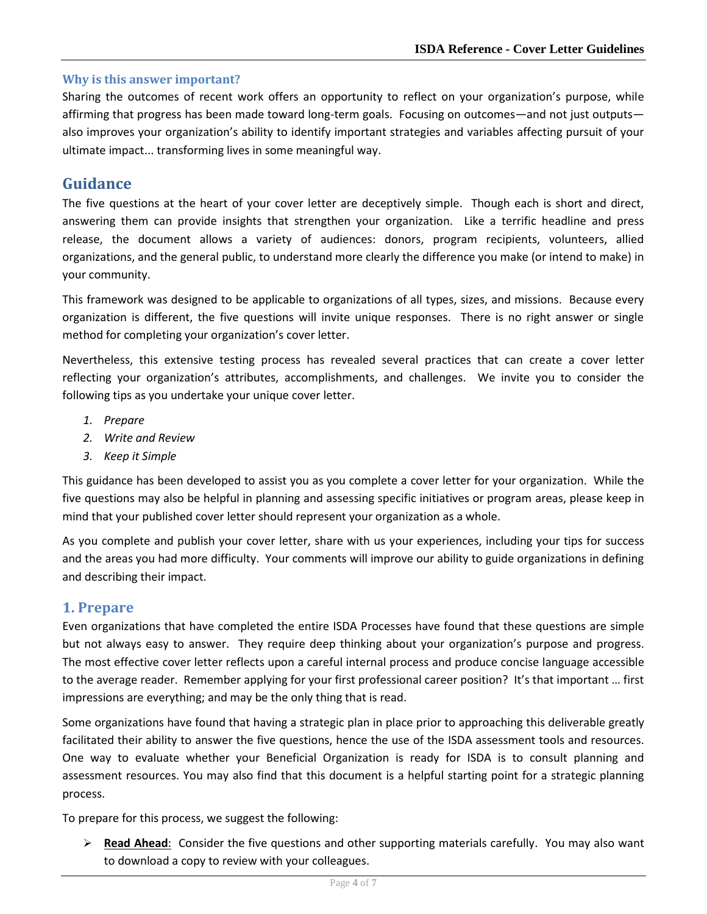### Why is this answer important?

Sharing the outcomes of recent work offers an opportunity to reflect on your organization's purpose, while affirming that progress has been made toward long-term goals. Focusing on outcomes—and not just outputs—also improves your organization's ability to identify important strategies and variables affecting pursuit of your ultimate impact... transforming lives in some meaningful way.

## Guidance

The five questions at the heart of your cover letter are deceptively simple. Though each is short and direct, answering them can provide insights that strengthen your organization. Like a terrific headline and press release, the document allows a variety of audiences: donors, program recipients, volunteers, allied organizations, and the general public, to understand more clearly the difference you make (or intend to make) in your community.

This framework was designed to be applicable to organizations of all types, sizes, and missions. Because every organization is different, the five questions will invite unique responses. There is no right answer or single method for completing your organization's cover letter.

Nevertheless, this extensive testing process has revealed several practices that can create a cover letter reflecting your organization's attributes, accomplishments, and challenges. We invite you to consider the following tips as you undertake your unique cover letter.

1. *Prepare*
2. *Write and Review*
3. *Keep it Simple*

This guidance has been developed to assist you as you complete a cover letter for your organization. While the five questions may also be helpful in planning and assessing specific initiatives or program areas, please keep in mind that your published cover letter should represent your organization as a whole.

As you complete and publish your cover letter, share with us your experiences, including your tips for success and the areas you had more difficulty. Your comments will improve our ability to guide organizations in defining and describing their impact.

## 1. Prepare

Even organizations that have completed the entire ISDA Processes have found that these questions are simple but not always easy to answer. They require deep thinking about your organization's purpose and progress. The most effective cover letter reflects upon a careful internal process and produce concise language accessible to the average reader. Remember applying for your first professional career position? It's that important … first impressions are everything; and may be the only thing that is read.

Some organizations have found that having a strategic plan in place prior to approaching this deliverable greatly facilitated their ability to answer the five questions, hence the use of the ISDA assessment tools and resources. One way to evaluate whether your Beneficial Organization is ready for ISDA is to consult planning and assessment resources. You may also find that this document is a helpful starting point for a strategic planning process.

To prepare for this process, we suggest the following:

- **Read Ahead**: Consider the five questions and other supporting materials carefully. You may also want to download a copy to review with your colleagues.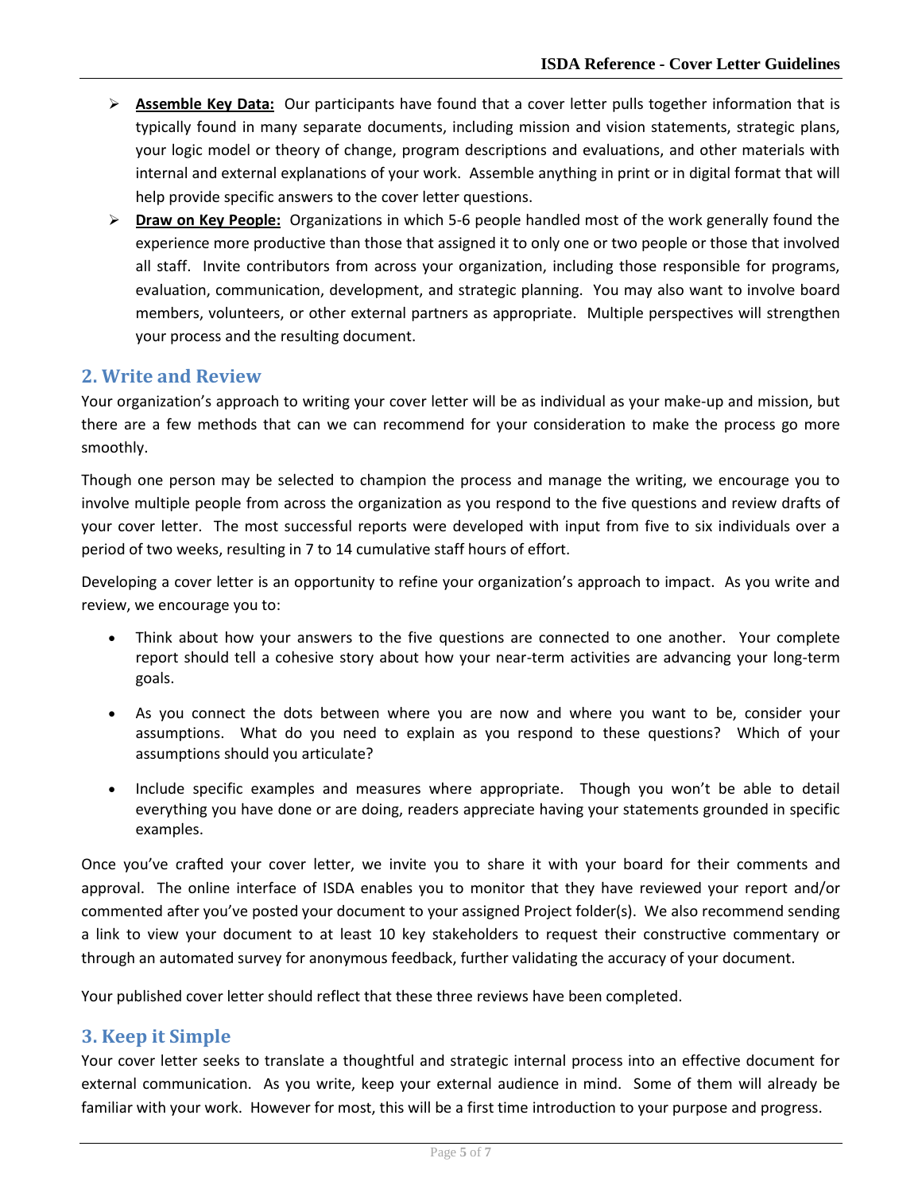- **Assemble Key Data:** Our participants have found that a cover letter pulls together information that is typically found in many separate documents, including mission and vision statements, strategic plans, your logic model or theory of change, program descriptions and evaluations, and other materials with internal and external explanations of your work. Assemble anything in print or in digital format that will help provide specific answers to the cover letter questions.
- **Draw on Key People:** Organizations in which 5-6 people handled most of the work generally found the experience more productive than those that assigned it to only one or two people or those that involved all staff. Invite contributors from across your organization, including those responsible for programs, evaluation, communication, development, and strategic planning. You may also want to involve board members, volunteers, or other external partners as appropriate. Multiple perspectives will strengthen your process and the resulting document.

## 2. Write and Review

Your organization's approach to writing your cover letter will be as individual as your make-up and mission, but there are a few methods that can we can recommend for your consideration to make the process go more smoothly.

Though one person may be selected to champion the process and manage the writing, we encourage you to involve multiple people from across the organization as you respond to the five questions and review drafts of your cover letter. The most successful reports were developed with input from five to six individuals over a period of two weeks, resulting in 7 to 14 cumulative staff hours of effort.

Developing a cover letter is an opportunity to refine your organization's approach to impact. As you write and review, we encourage you to:

- Think about how your answers to the five questions are connected to one another. Your complete report should tell a cohesive story about how your near-term activities are advancing your long-term goals.
- As you connect the dots between where you are now and where you want to be, consider your assumptions. What do you need to explain as you respond to these questions? Which of your assumptions should you articulate?
- Include specific examples and measures where appropriate. Though you won't be able to detail everything you have done or are doing, readers appreciate having your statements grounded in specific examples.

Once you've crafted your cover letter, we invite you to share it with your board for their comments and approval. The online interface of ISDA enables you to monitor that they have reviewed your report and/or commented after you've posted your document to your assigned Project folder(s). We also recommend sending a link to view your document to at least 10 key stakeholders to request their constructive commentary or through an automated survey for anonymous feedback, further validating the accuracy of your document.

Your published cover letter should reflect that these three reviews have been completed.

## 3. Keep it Simple

Your cover letter seeks to translate a thoughtful and strategic internal process into an effective document for external communication. As you write, keep your external audience in mind. Some of them will already be familiar with your work. However for most, this will be a first time introduction to your purpose and progress.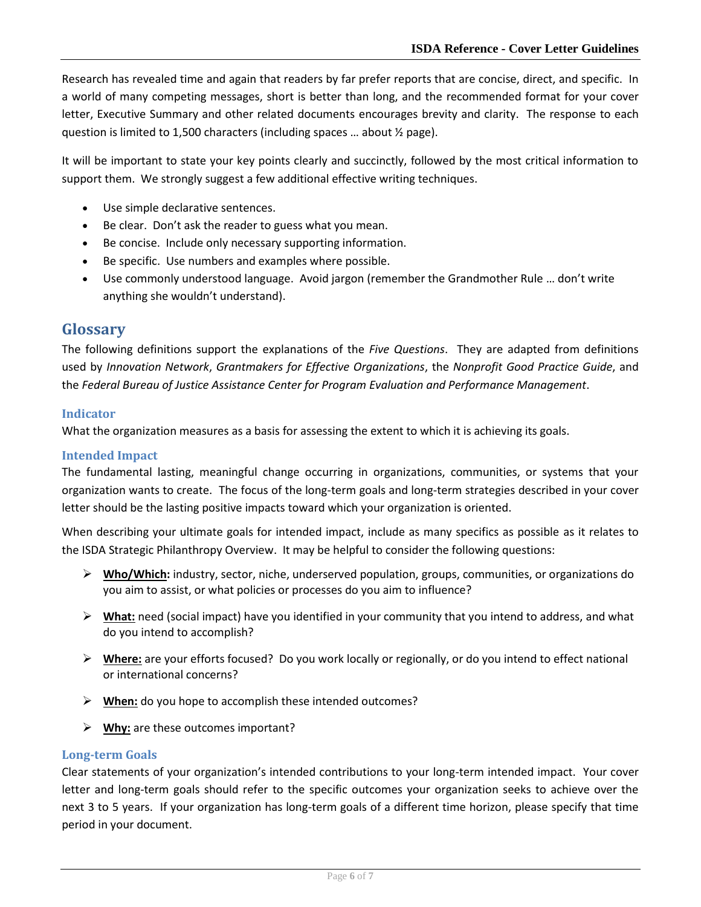Research has revealed time and again that readers by far prefer reports that are concise, direct, and specific. In a world of many competing messages, short is better than long, and the recommended format for your cover letter, Executive Summary and other related documents encourages brevity and clarity. The response to each question is limited to 1,500 characters (including spaces … about ½ page).

It will be important to state your key points clearly and succinctly, followed by the most critical information to support them. We strongly suggest a few additional effective writing techniques.

- Use simple declarative sentences.
- Be clear. Don't ask the reader to guess what you mean.
- Be concise. Include only necessary supporting information.
- Be specific. Use numbers and examples where possible.
- Use commonly understood language. Avoid jargon (remember the Grandmother Rule … don't write anything she wouldn't understand).

## Glossary

The following definitions support the explanations of the *Five Questions*. They are adapted from definitions used by *Innovation Network*, *Grantmakers for Effective Organizations*, the *Nonprofit Good Practice Guide*, and the *Federal Bureau of Justice Assistance Center for Program Evaluation and Performance Management*.

### Indicator

What the organization measures as a basis for assessing the extent to which it is achieving its goals.

### Intended Impact

The fundamental lasting, meaningful change occurring in organizations, communities, or systems that your organization wants to create. The focus of the long-term goals and long-term strategies described in your cover letter should be the lasting positive impacts toward which your organization is oriented.

When describing your ultimate goals for intended impact, include as many specifics as possible as it relates to the ISDA Strategic Philanthropy Overview. It may be helpful to consider the following questions:

- **Who/Which:** industry, sector, niche, underserved population, groups, communities, or organizations do you aim to assist, or what policies or processes do you aim to influence?
- **What:** need (social impact) have you identified in your community that you intend to address, and what do you intend to accomplish?
- **Where:** are your efforts focused? Do you work locally or regionally, or do you intend to effect national or international concerns?
- **When:** do you hope to accomplish these intended outcomes?
- **Why:** are these outcomes important?

### Long-term Goals

Clear statements of your organization's intended contributions to your long-term intended impact. Your cover letter and long-term goals should refer to the specific outcomes your organization seeks to achieve over the next 3 to 5 years. If your organization has long-term goals of a different time horizon, please specify that time period in your document.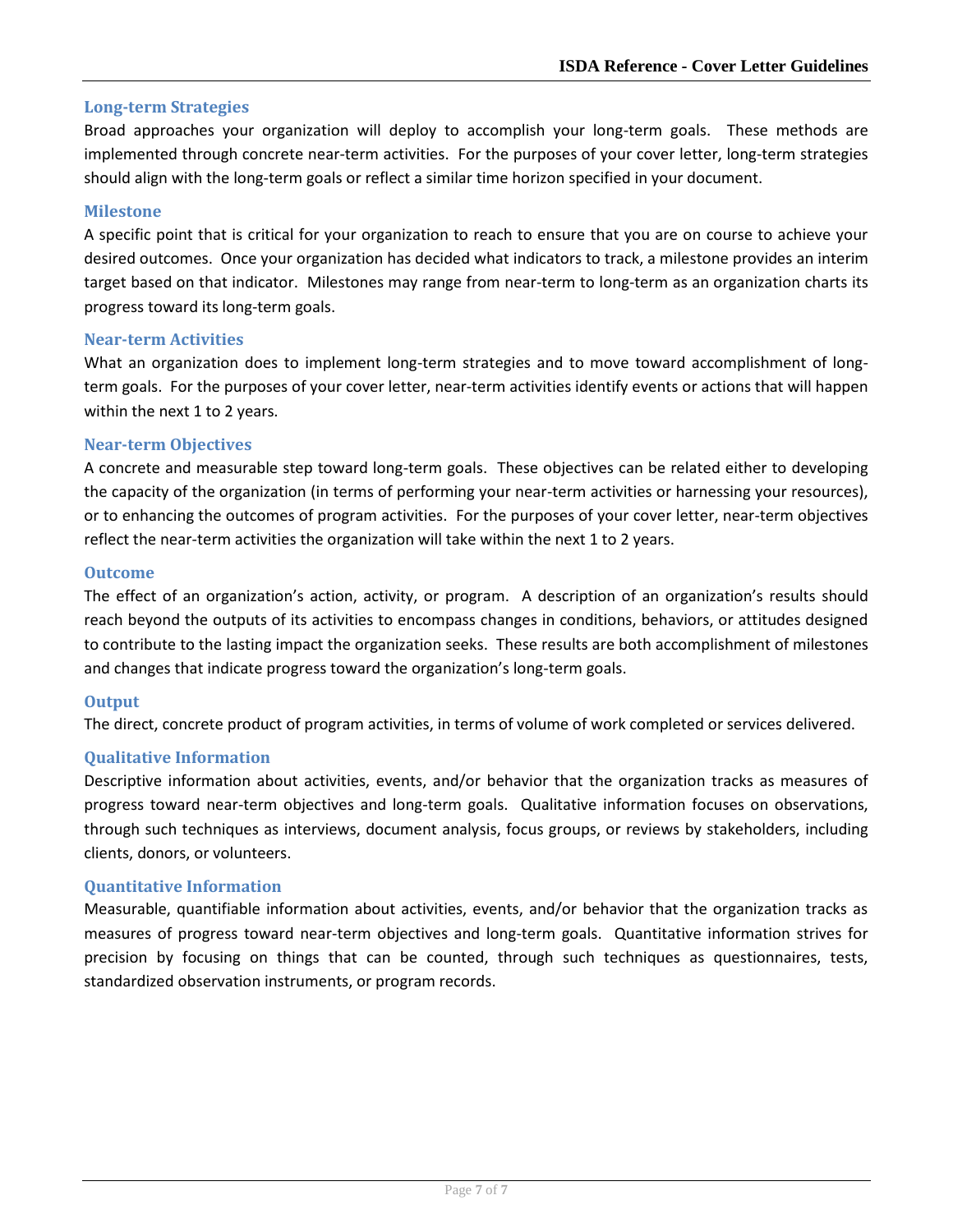### Long-term Strategies

Broad approaches your organization will deploy to accomplish your long-term goals. These methods are implemented through concrete near-term activities. For the purposes of your cover letter, long-term strategies should align with the long-term goals or reflect a similar time horizon specified in your document.

### Milestone

A specific point that is critical for your organization to reach to ensure that you are on course to achieve your desired outcomes. Once your organization has decided what indicators to track, a milestone provides an interim target based on that indicator. Milestones may range from near-term to long-term as an organization charts its progress toward its long-term goals.

### Near-term Activities

What an organization does to implement long-term strategies and to move toward accomplishment of long-term goals. For the purposes of your cover letter, near-term activities identify events or actions that will happen within the next 1 to 2 years.

### Near-term Objectives

A concrete and measurable step toward long-term goals. These objectives can be related either to developing the capacity of the organization (in terms of performing your near-term activities or harnessing your resources), or to enhancing the outcomes of program activities. For the purposes of your cover letter, near-term objectives reflect the near-term activities the organization will take within the next 1 to 2 years.

### Outcome

The effect of an organization's action, activity, or program. A description of an organization's results should reach beyond the outputs of its activities to encompass changes in conditions, behaviors, or attitudes designed to contribute to the lasting impact the organization seeks. These results are both accomplishment of milestones and changes that indicate progress toward the organization's long-term goals.

### Output

The direct, concrete product of program activities, in terms of volume of work completed or services delivered.

### Qualitative Information

Descriptive information about activities, events, and/or behavior that the organization tracks as measures of progress toward near-term objectives and long-term goals. Qualitative information focuses on observations, through such techniques as interviews, document analysis, focus groups, or reviews by stakeholders, including clients, donors, or volunteers.

### Quantitative Information

Measurable, quantifiable information about activities, events, and/or behavior that the organization tracks as measures of progress toward near-term objectives and long-term goals. Quantitative information strives for precision by focusing on things that can be counted, through such techniques as questionnaires, tests, standardized observation instruments, or program records.